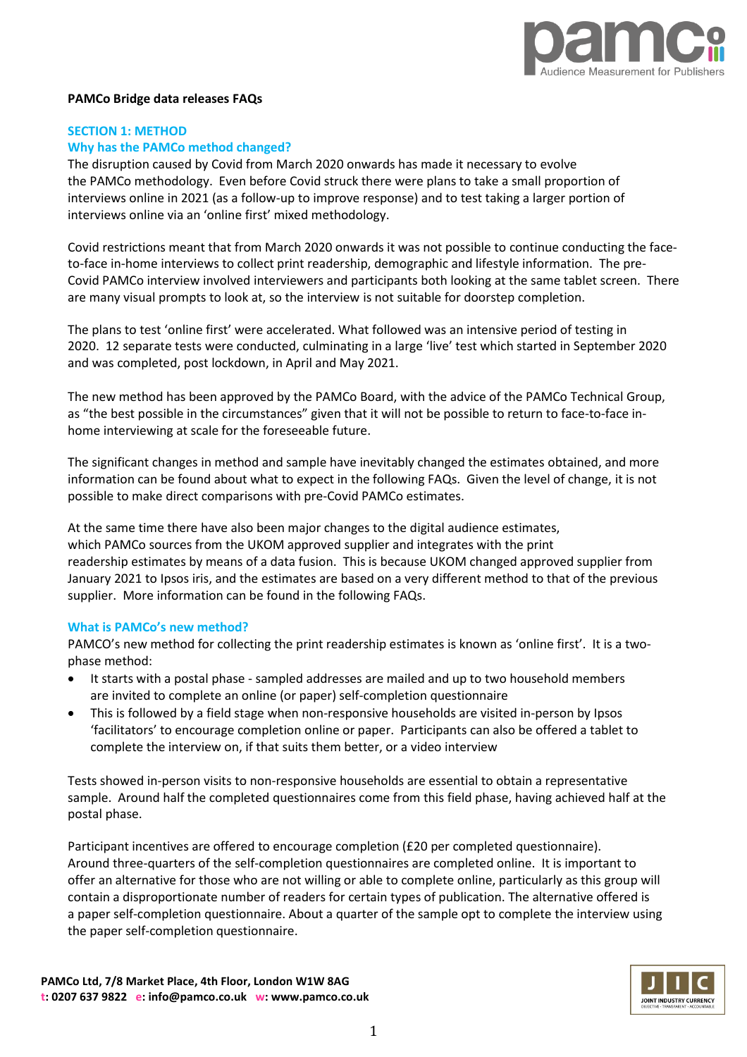**PAMCo Bridge data releases FAQs**

## SECTION 1: METHOD

### Why has the PAMCo method changed?

The disruption caused by Covid from March 2020 onwards has made it necessary to evolve the PAMCo methodology. Even before Covid struck there were plans to take a small proportion of interviews online in 2021 (as a follow-up to improve response) and to test taking a larger portion of interviews online via an 'online first' mixed methodology.

Covid restrictions meant that from March 2020 onwards it was not possible to continue conducting the face-to-face in-home interviews to collect print readership, demographic and lifestyle information. The pre-Covid PAMCo interview involved interviewers and participants both looking at the same tablet screen. There are many visual prompts to look at, so the interview is not suitable for doorstep completion.

The plans to test 'online first' were accelerated. What followed was an intensive period of testing in 2020. 12 separate tests were conducted, culminating in a large 'live' test which started in September 2020 and was completed, post lockdown, in April and May 2021.

The new method has been approved by the PAMCo Board, with the advice of the PAMCo Technical Group, as "the best possible in the circumstances" given that it will not be possible to return to face-to-face in-home interviewing at scale for the foreseeable future.

The significant changes in method and sample have inevitably changed the estimates obtained, and more information can be found about what to expect in the following FAQs. Given the level of change, it is not possible to make direct comparisons with pre-Covid PAMCo estimates.

At the same time there have also been major changes to the digital audience estimates, which PAMCo sources from the UKOM approved supplier and integrates with the print readership estimates by means of a data fusion. This is because UKOM changed approved supplier from January 2021 to Ipsos iris, and the estimates are based on a very different method to that of the previous supplier. More information can be found in the following FAQs.

### What is PAMCo's new method?

PAMCO's new method for collecting the print readership estimates is known as 'online first'. It is a two-phase method:

- It starts with a postal phase - sampled addresses are mailed and up to two household members are invited to complete an online (or paper) self-completion questionnaire
- This is followed by a field stage when non-responsive households are visited in-person by Ipsos 'facilitators' to encourage completion online or paper. Participants can also be offered a tablet to complete the interview on, if that suits them better, or a video interview

Tests showed in-person visits to non-responsive households are essential to obtain a representative sample. Around half the completed questionnaires come from this field phase, having achieved half at the postal phase.

Participant incentives are offered to encourage completion (£20 per completed questionnaire). Around three-quarters of the self-completion questionnaires are completed online. It is important to offer an alternative for those who are not willing or able to complete online, particularly as this group will contain a disproportionate number of readers for certain types of publication. The alternative offered is a paper self-completion questionnaire. About a quarter of the sample opt to complete the interview using the paper self-completion questionnaire.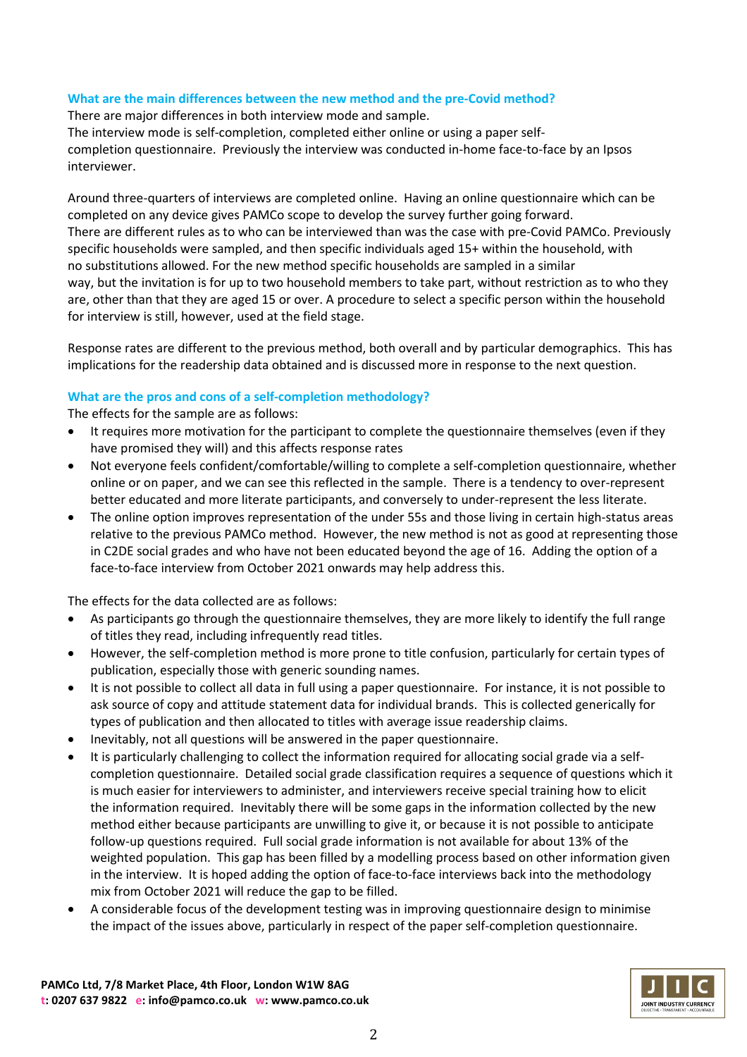### What are the main differences between the new method and the pre-Covid method?

There are major differences in both interview mode and sample.
The interview mode is self-completion, completed either online or using a paper self-completion questionnaire. Previously the interview was conducted in-home face-to-face by an Ipsos interviewer.

Around three-quarters of interviews are completed online. Having an online questionnaire which can be completed on any device gives PAMCo scope to develop the survey further going forward.
There are different rules as to who can be interviewed than was the case with pre-Covid PAMCo. Previously specific households were sampled, and then specific individuals aged 15+ within the household, with no substitutions allowed. For the new method specific households are sampled in a similar way, but the invitation is for up to two household members to take part, without restriction as to who they are, other than that they are aged 15 or over. A procedure to select a specific person within the household for interview is still, however, used at the field stage.

Response rates are different to the previous method, both overall and by particular demographics. This has implications for the readership data obtained and is discussed more in response to the next question.

### What are the pros and cons of a self-completion methodology?

The effects for the sample are as follows:

- It requires more motivation for the participant to complete the questionnaire themselves (even if they have promised they will) and this affects response rates
- Not everyone feels confident/comfortable/willing to complete a self-completion questionnaire, whether online or on paper, and we can see this reflected in the sample. There is a tendency to over-represent better educated and more literate participants, and conversely to under-represent the less literate.
- The online option improves representation of the under 55s and those living in certain high-status areas relative to the previous PAMCo method. However, the new method is not as good at representing those in C2DE social grades and who have not been educated beyond the age of 16. Adding the option of a face-to-face interview from October 2021 onwards may help address this.

The effects for the data collected are as follows:

- As participants go through the questionnaire themselves, they are more likely to identify the full range of titles they read, including infrequently read titles.
- However, the self-completion method is more prone to title confusion, particularly for certain types of publication, especially those with generic sounding names.
- It is not possible to collect all data in full using a paper questionnaire. For instance, it is not possible to ask source of copy and attitude statement data for individual brands. This is collected generically for types of publication and then allocated to titles with average issue readership claims.
- Inevitably, not all questions will be answered in the paper questionnaire.
- It is particularly challenging to collect the information required for allocating social grade via a self-completion questionnaire. Detailed social grade classification requires a sequence of questions which it is much easier for interviewers to administer, and interviewers receive special training how to elicit the information required. Inevitably there will be some gaps in the information collected by the new method either because participants are unwilling to give it, or because it is not possible to anticipate follow-up questions required. Full social grade information is not available for about 13% of the weighted population. This gap has been filled by a modelling process based on other information given in the interview. It is hoped adding the option of face-to-face interviews back into the methodology mix from October 2021 will reduce the gap to be filled.
- A considerable focus of the development testing was in improving questionnaire design to minimise the impact of the issues above, particularly in respect of the paper self-completion questionnaire.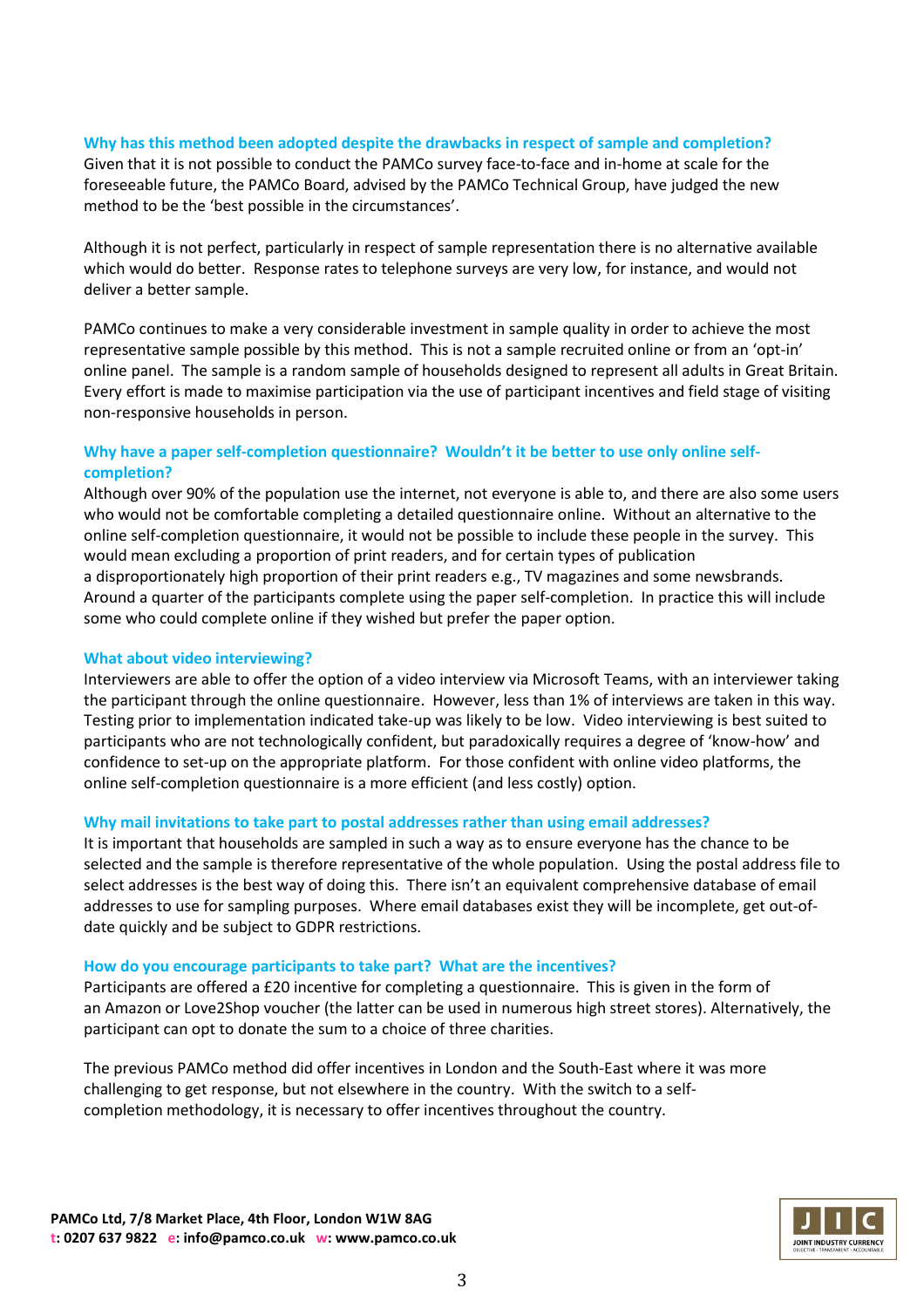### Why has this method been adopted despite the drawbacks in respect of sample and completion?

Given that it is not possible to conduct the PAMCo survey face-to-face and in-home at scale for the foreseeable future, the PAMCo Board, advised by the PAMCo Technical Group, have judged the new method to be the 'best possible in the circumstances'.

Although it is not perfect, particularly in respect of sample representation there is no alternative available which would do better. Response rates to telephone surveys are very low, for instance, and would not deliver a better sample.

PAMCo continues to make a very considerable investment in sample quality in order to achieve the most representative sample possible by this method. This is not a sample recruited online or from an 'opt-in' online panel. The sample is a random sample of households designed to represent all adults in Great Britain. Every effort is made to maximise participation via the use of participant incentives and field stage of visiting non-responsive households in person.

### Why have a paper self-completion questionnaire? Wouldn't it be better to use only online self-completion?

Although over 90% of the population use the internet, not everyone is able to, and there are also some users who would not be comfortable completing a detailed questionnaire online. Without an alternative to the online self-completion questionnaire, it would not be possible to include these people in the survey. This would mean excluding a proportion of print readers, and for certain types of publication a disproportionately high proportion of their print readers e.g., TV magazines and some newsbrands. Around a quarter of the participants complete using the paper self-completion. In practice this will include some who could complete online if they wished but prefer the paper option.

### What about video interviewing?

Interviewers are able to offer the option of a video interview via Microsoft Teams, with an interviewer taking the participant through the online questionnaire. However, less than 1% of interviews are taken in this way. Testing prior to implementation indicated take-up was likely to be low. Video interviewing is best suited to participants who are not technologically confident, but paradoxically requires a degree of 'know-how' and confidence to set-up on the appropriate platform. For those confident with online video platforms, the online self-completion questionnaire is a more efficient (and less costly) option.

### Why mail invitations to take part to postal addresses rather than using email addresses?

It is important that households are sampled in such a way as to ensure everyone has the chance to be selected and the sample is therefore representative of the whole population. Using the postal address file to select addresses is the best way of doing this. There isn't an equivalent comprehensive database of email addresses to use for sampling purposes. Where email databases exist they will be incomplete, get out-of-date quickly and be subject to GDPR restrictions.

### How do you encourage participants to take part? What are the incentives?

Participants are offered a £20 incentive for completing a questionnaire. This is given in the form of an Amazon or Love2Shop voucher (the latter can be used in numerous high street stores). Alternatively, the participant can opt to donate the sum to a choice of three charities.

The previous PAMCo method did offer incentives in London and the South-East where it was more challenging to get response, but not elsewhere in the country. With the switch to a self-completion methodology, it is necessary to offer incentives throughout the country.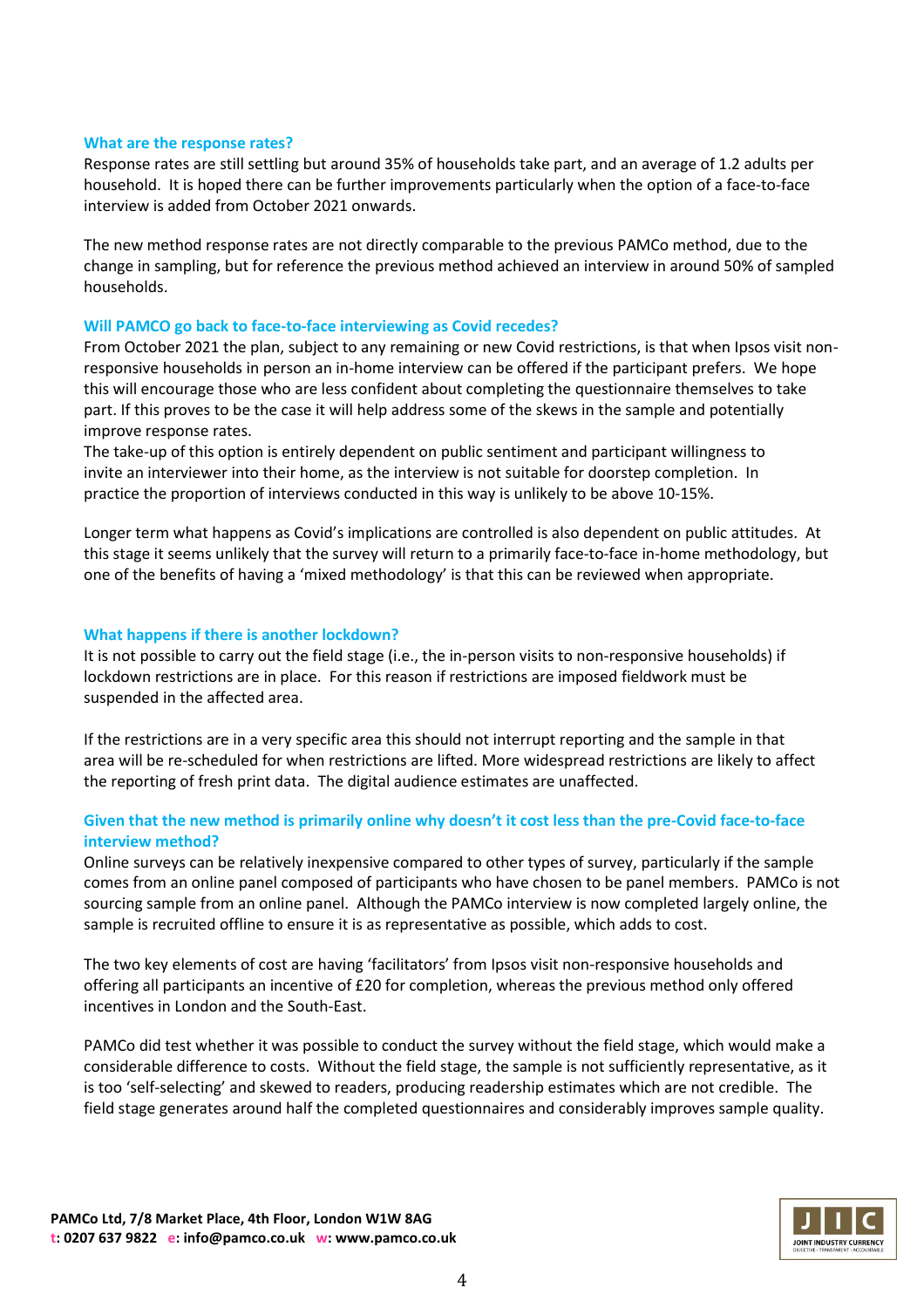### What are the response rates?

Response rates are still settling but around 35% of households take part, and an average of 1.2 adults per household. It is hoped there can be further improvements particularly when the option of a face-to-face interview is added from October 2021 onwards.

The new method response rates are not directly comparable to the previous PAMCo method, due to the change in sampling, but for reference the previous method achieved an interview in around 50% of sampled households.

### Will PAMCO go back to face-to-face interviewing as Covid recedes?

From October 2021 the plan, subject to any remaining or new Covid restrictions, is that when Ipsos visit non-responsive households in person an in-home interview can be offered if the participant prefers. We hope this will encourage those who are less confident about completing the questionnaire themselves to take part. If this proves to be the case it will help address some of the skews in the sample and potentially improve response rates.
The take-up of this option is entirely dependent on public sentiment and participant willingness to invite an interviewer into their home, as the interview is not suitable for doorstep completion. In practice the proportion of interviews conducted in this way is unlikely to be above 10-15%.

Longer term what happens as Covid's implications are controlled is also dependent on public attitudes. At this stage it seems unlikely that the survey will return to a primarily face-to-face in-home methodology, but one of the benefits of having a 'mixed methodology' is that this can be reviewed when appropriate.

### What happens if there is another lockdown?

It is not possible to carry out the field stage (i.e., the in-person visits to non-responsive households) if lockdown restrictions are in place. For this reason if restrictions are imposed fieldwork must be suspended in the affected area.

If the restrictions are in a very specific area this should not interrupt reporting and the sample in that area will be re-scheduled for when restrictions are lifted. More widespread restrictions are likely to affect the reporting of fresh print data. The digital audience estimates are unaffected.

### Given that the new method is primarily online why doesn't it cost less than the pre-Covid face-to-face interview method?

Online surveys can be relatively inexpensive compared to other types of survey, particularly if the sample comes from an online panel composed of participants who have chosen to be panel members. PAMCo is not sourcing sample from an online panel. Although the PAMCo interview is now completed largely online, the sample is recruited offline to ensure it is as representative as possible, which adds to cost.

The two key elements of cost are having 'facilitators' from Ipsos visit non-responsive households and offering all participants an incentive of £20 for completion, whereas the previous method only offered incentives in London and the South-East.

PAMCo did test whether it was possible to conduct the survey without the field stage, which would make a considerable difference to costs. Without the field stage, the sample is not sufficiently representative, as it is too 'self-selecting' and skewed to readers, producing readership estimates which are not credible. The field stage generates around half the completed questionnaires and considerably improves sample quality.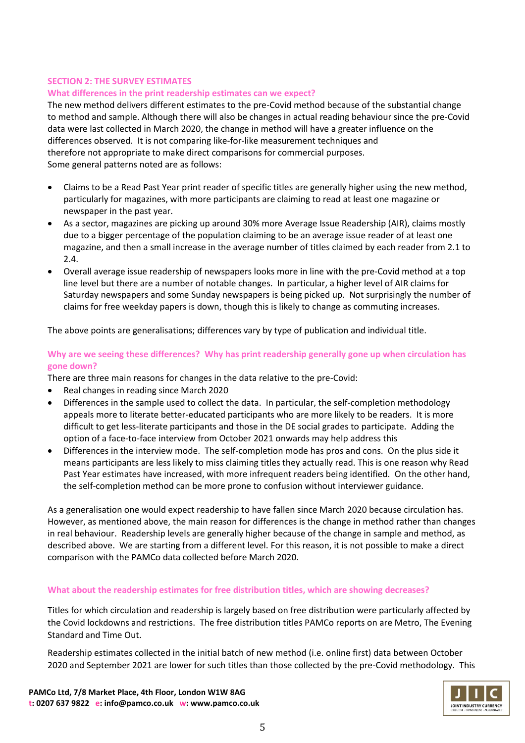## SECTION 2: THE SURVEY ESTIMATES

### What differences in the print readership estimates can we expect?

The new method delivers different estimates to the pre-Covid method because of the substantial change to method and sample. Although there will also be changes in actual reading behaviour since the pre-Covid data were last collected in March 2020, the change in method will have a greater influence on the differences observed. It is not comparing like-for-like measurement techniques and therefore not appropriate to make direct comparisons for commercial purposes.
Some general patterns noted are as follows:

- Claims to be a Read Past Year print reader of specific titles are generally higher using the new method, particularly for magazines, with more participants are claiming to read at least one magazine or newspaper in the past year.
- As a sector, magazines are picking up around 30% more Average Issue Readership (AIR), claims mostly due to a bigger percentage of the population claiming to be an average issue reader of at least one magazine, and then a small increase in the average number of titles claimed by each reader from 2.1 to 2.4.
- Overall average issue readership of newspapers looks more in line with the pre-Covid method at a top line level but there are a number of notable changes. In particular, a higher level of AIR claims for Saturday newspapers and some Sunday newspapers is being picked up. Not surprisingly the number of claims for free weekday papers is down, though this is likely to change as commuting increases.

The above points are generalisations; differences vary by type of publication and individual title.

### Why are we seeing these differences? Why has print readership generally gone up when circulation has gone down?

There are three main reasons for changes in the data relative to the pre-Covid:

- Real changes in reading since March 2020
- Differences in the sample used to collect the data. In particular, the self-completion methodology appeals more to literate better-educated participants who are more likely to be readers. It is more difficult to get less-literate participants and those in the DE social grades to participate. Adding the option of a face-to-face interview from October 2021 onwards may help address this
- Differences in the interview mode. The self-completion mode has pros and cons. On the plus side it means participants are less likely to miss claiming titles they actually read. This is one reason why Read Past Year estimates have increased, with more infrequent readers being identified. On the other hand, the self-completion method can be more prone to confusion without interviewer guidance.

As a generalisation one would expect readership to have fallen since March 2020 because circulation has. However, as mentioned above, the main reason for differences is the change in method rather than changes in real behaviour. Readership levels are generally higher because of the change in sample and method, as described above. We are starting from a different level. For this reason, it is not possible to make a direct comparison with the PAMCo data collected before March 2020.

### What about the readership estimates for free distribution titles, which are showing decreases?

Titles for which circulation and readership is largely based on free distribution were particularly affected by the Covid lockdowns and restrictions. The free distribution titles PAMCo reports on are Metro, The Evening Standard and Time Out.

Readership estimates collected in the initial batch of new method (i.e. online first) data between October 2020 and September 2021 are lower for such titles than those collected by the pre-Covid methodology. This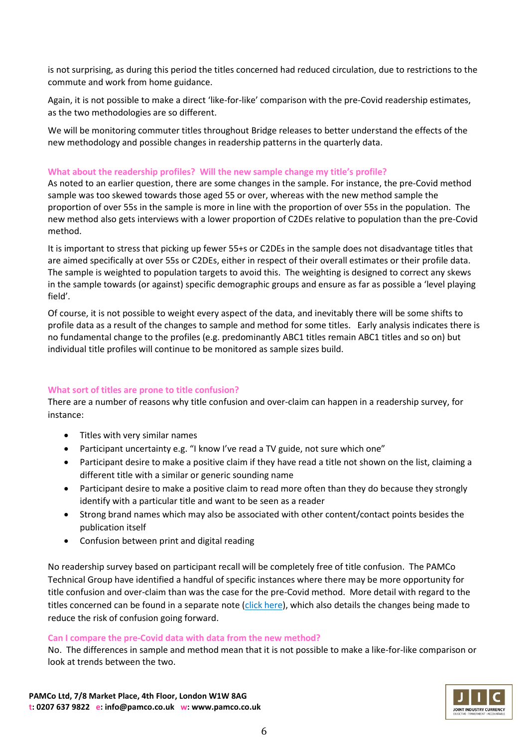is not surprising, as during this period the titles concerned had reduced circulation, due to restrictions to the commute and work from home guidance.

Again, it is not possible to make a direct 'like-for-like' comparison with the pre-Covid readership estimates, as the two methodologies are so different.

We will be monitoring commuter titles throughout Bridge releases to better understand the effects of the new methodology and possible changes in readership patterns in the quarterly data.

### What about the readership profiles? Will the new sample change my title's profile?

As noted to an earlier question, there are some changes in the sample. For instance, the pre-Covid method sample was too skewed towards those aged 55 or over, whereas with the new method sample the proportion of over 55s in the sample is more in line with the proportion of over 55s in the population. The new method also gets interviews with a lower proportion of C2DEs relative to population than the pre-Covid method.

It is important to stress that picking up fewer 55+s or C2DEs in the sample does not disadvantage titles that are aimed specifically at over 55s or C2DEs, either in respect of their overall estimates or their profile data. The sample is weighted to population targets to avoid this. The weighting is designed to correct any skews in the sample towards (or against) specific demographic groups and ensure as far as possible a 'level playing field'.

Of course, it is not possible to weight every aspect of the data, and inevitably there will be some shifts to profile data as a result of the changes to sample and method for some titles. Early analysis indicates there is no fundamental change to the profiles (e.g. predominantly ABC1 titles remain ABC1 titles and so on) but individual title profiles will continue to be monitored as sample sizes build.

### What sort of titles are prone to title confusion?

There are a number of reasons why title confusion and over-claim can happen in a readership survey, for instance:

- Titles with very similar names
- Participant uncertainty e.g. "I know I've read a TV guide, not sure which one"
- Participant desire to make a positive claim if they have read a title not shown on the list, claiming a different title with a similar or generic sounding name
- Participant desire to make a positive claim to read more often than they do because they strongly identify with a particular title and want to be seen as a reader
- Strong brand names which may also be associated with other content/contact points besides the publication itself
- Confusion between print and digital reading

No readership survey based on participant recall will be completely free of title confusion. The PAMCo Technical Group have identified a handful of specific instances where there may be more opportunity for title confusion and over-claim than was the case for the pre-Covid method. More detail with regard to the titles concerned can be found in a separate note (click here), which also details the changes being made to reduce the risk of confusion going forward.

### Can I compare the pre-Covid data with data from the new method?

No. The differences in sample and method mean that it is not possible to make a like-for-like comparison or look at trends between the two.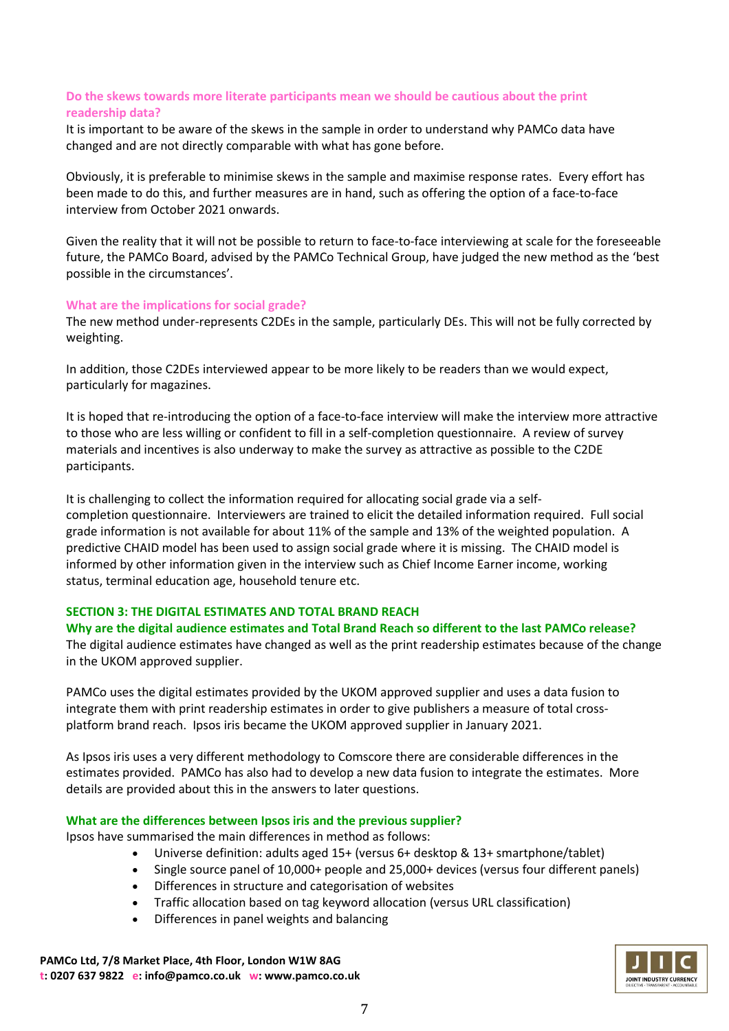**Do the skews towards more literate participants mean we should be cautious about the print readership data?**

It is important to be aware of the skews in the sample in order to understand why PAMCo data have changed and are not directly comparable with what has gone before.

Obviously, it is preferable to minimise skews in the sample and maximise response rates. Every effort has been made to do this, and further measures are in hand, such as offering the option of a face-to-face interview from October 2021 onwards.

Given the reality that it will not be possible to return to face-to-face interviewing at scale for the foreseeable future, the PAMCo Board, advised by the PAMCo Technical Group, have judged the new method as the 'best possible in the circumstances'.

**What are the implications for social grade?**

The new method under-represents C2DEs in the sample, particularly DEs. This will not be fully corrected by weighting.

In addition, those C2DEs interviewed appear to be more likely to be readers than we would expect, particularly for magazines.

It is hoped that re-introducing the option of a face-to-face interview will make the interview more attractive to those who are less willing or confident to fill in a self-completion questionnaire. A review of survey materials and incentives is also underway to make the survey as attractive as possible to the C2DE participants.

It is challenging to collect the information required for allocating social grade via a self-completion questionnaire. Interviewers are trained to elicit the detailed information required. Full social grade information is not available for about 11% of the sample and 13% of the weighted population. A predictive CHAID model has been used to assign social grade where it is missing. The CHAID model is informed by other information given in the interview such as Chief Income Earner income, working status, terminal education age, household tenure etc.

## SECTION 3: THE DIGITAL ESTIMATES AND TOTAL BRAND REACH

**Why are the digital audience estimates and Total Brand Reach so different to the last PAMCo release?**

The digital audience estimates have changed as well as the print readership estimates because of the change in the UKOM approved supplier.

PAMCo uses the digital estimates provided by the UKOM approved supplier and uses a data fusion to integrate them with print readership estimates in order to give publishers a measure of total cross-platform brand reach. Ipsos iris became the UKOM approved supplier in January 2021.

As Ipsos iris uses a very different methodology to Comscore there are considerable differences in the estimates provided. PAMCo has also had to develop a new data fusion to integrate the estimates. More details are provided about this in the answers to later questions.

**What are the differences between Ipsos iris and the previous supplier?**

Ipsos have summarised the main differences in method as follows:

- Universe definition: adults aged 15+ (versus 6+ desktop & 13+ smartphone/tablet)
- Single source panel of 10,000+ people and 25,000+ devices (versus four different panels)
- Differences in structure and categorisation of websites
- Traffic allocation based on tag keyword allocation (versus URL classification)
- Differences in panel weights and balancing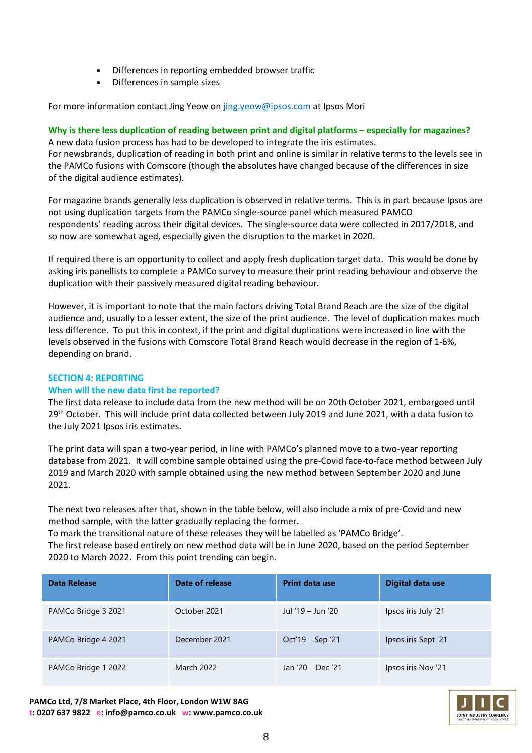- Differences in reporting embedded browser traffic
- Differences in sample sizes

For more information contact Jing Yeow on jing.yeow@ipsos.com at Ipsos Mori

**Why is there less duplication of reading between print and digital platforms – especially for magazines?**

A new data fusion process has had to be developed to integrate the iris estimates.
For newsbrands, duplication of reading in both print and online is similar in relative terms to the levels see in the PAMCo fusions with Comscore (though the absolutes have changed because of the differences in size of the digital audience estimates).

For magazine brands generally less duplication is observed in relative terms. This is in part because Ipsos are not using duplication targets from the PAMCo single-source panel which measured PAMCO respondents' reading across their digital devices. The single-source data were collected in 2017/2018, and so now are somewhat aged, especially given the disruption to the market in 2020.

If required there is an opportunity to collect and apply fresh duplication target data. This would be done by asking iris panellists to complete a PAMCo survey to measure their print reading behaviour and observe the duplication with their passively measured digital reading behaviour.

However, it is important to note that the main factors driving Total Brand Reach are the size of the digital audience and, usually to a lesser extent, the size of the print audience. The level of duplication makes much less difference. To put this in context, if the print and digital duplications were increased in line with the levels observed in the fusions with Comscore Total Brand Reach would decrease in the region of 1-6%, depending on brand.

## SECTION 4: REPORTING

### When will the new data first be reported?

The first data release to include data from the new method will be on 20th October 2021, embargoed until 29th October. This will include print data collected between July 2019 and June 2021, with a data fusion to the July 2021 Ipsos iris estimates.

The print data will span a two-year period, in line with PAMCo's planned move to a two-year reporting database from 2021. It will combine sample obtained using the pre-Covid face-to-face method between July 2019 and March 2020 with sample obtained using the new method between September 2020 and June 2021.

The next two releases after that, shown in the table below, will also include a mix of pre-Covid and new method sample, with the latter gradually replacing the former.
To mark the transitional nature of these releases they will be labelled as 'PAMCo Bridge'.
The first release based entirely on new method data will be in June 2020, based on the period September 2020 to March 2022. From this point trending can begin.

| Data Release | Date of release | Print data use | Digital data use |
|---|---|---|---|
| PAMCo Bridge 3 2021 | October 2021 | Jul '19 – Jun '20 | Ipsos iris July '21 |
| PAMCo Bridge 4 2021 | December 2021 | Oct'19 – Sep '21 | Ipsos iris Sept '21 |
| PAMCo Bridge 1 2022 | March 2022 | Jan '20 – Dec '21 | Ipsos iris Nov '21 |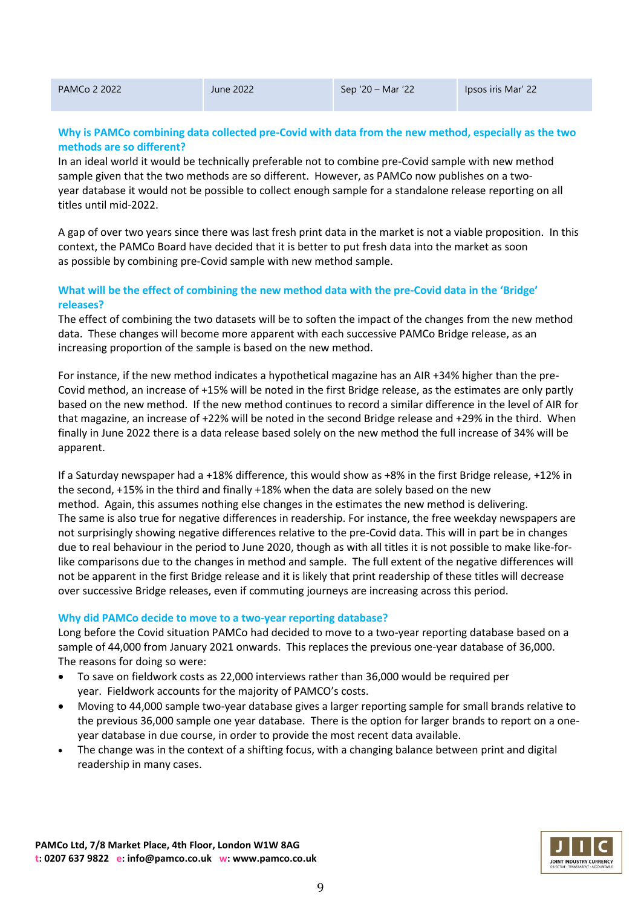| | | | |
|---|---|---|---|
| PAMCo 2 2022 | June 2022 | Sep '20 – Mar '22 | Ipsos iris Mar' 22 |

**Why is PAMCo combining data collected pre-Covid with data from the new method, especially as the two methods are so different?**

In an ideal world it would be technically preferable not to combine pre-Covid sample with new method sample given that the two methods are so different. However, as PAMCo now publishes on a two-year database it would not be possible to collect enough sample for a standalone release reporting on all titles until mid-2022.

A gap of over two years since there was last fresh print data in the market is not a viable proposition. In this context, the PAMCo Board have decided that it is better to put fresh data into the market as soon as possible by combining pre-Covid sample with new method sample.

**What will be the effect of combining the new method data with the pre-Covid data in the 'Bridge' releases?**

The effect of combining the two datasets will be to soften the impact of the changes from the new method data. These changes will become more apparent with each successive PAMCo Bridge release, as an increasing proportion of the sample is based on the new method.

For instance, if the new method indicates a hypothetical magazine has an AIR +34% higher than the pre-Covid method, an increase of +15% will be noted in the first Bridge release, as the estimates are only partly based on the new method. If the new method continues to record a similar difference in the level of AIR for that magazine, an increase of +22% will be noted in the second Bridge release and +29% in the third. When finally in June 2022 there is a data release based solely on the new method the full increase of 34% will be apparent.

If a Saturday newspaper had a +18% difference, this would show as +8% in the first Bridge release, +12% in the second, +15% in the third and finally +18% when the data are solely based on the new method. Again, this assumes nothing else changes in the estimates the new method is delivering.
The same is also true for negative differences in readership. For instance, the free weekday newspapers are not surprisingly showing negative differences relative to the pre-Covid data. This will in part be in changes due to real behaviour in the period to June 2020, though as with all titles it is not possible to make like-for-like comparisons due to the changes in method and sample. The full extent of the negative differences will not be apparent in the first Bridge release and it is likely that print readership of these titles will decrease over successive Bridge releases, even if commuting journeys are increasing across this period.

**Why did PAMCo decide to move to a two-year reporting database?**

Long before the Covid situation PAMCo had decided to move to a two-year reporting database based on a sample of 44,000 from January 2021 onwards. This replaces the previous one-year database of 36,000. The reasons for doing so were:

- To save on fieldwork costs as 22,000 interviews rather than 36,000 would be required per year. Fieldwork accounts for the majority of PAMCO's costs.
- Moving to 44,000 sample two-year database gives a larger reporting sample for small brands relative to the previous 36,000 sample one year database. There is the option for larger brands to report on a one-year database in due course, in order to provide the most recent data available.
- The change was in the context of a shifting focus, with a changing balance between print and digital readership in many cases.

**PAMCo Ltd, 7/8 Market Place, 4th Floor, London W1W 8AG**
**t: 0207 637 9822 e: info@pamco.co.uk w: www.pamco.co.uk**